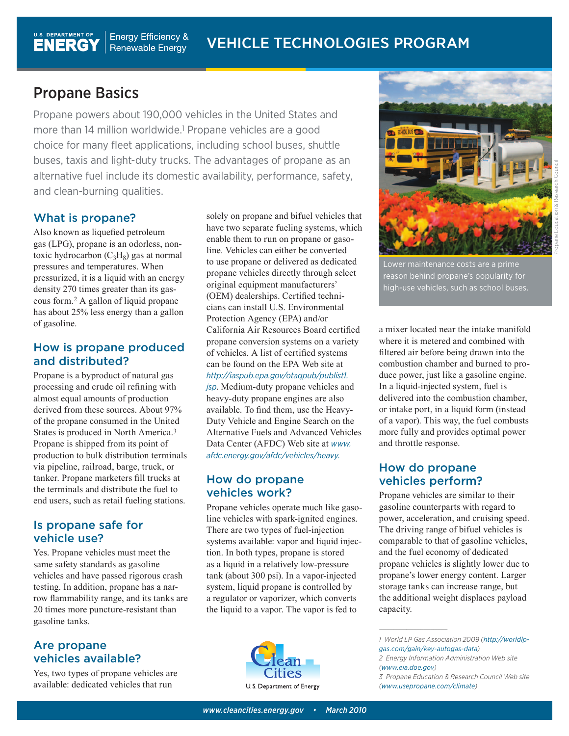# Propane Basics

Propane powers about 190,000 vehicles in the United States and more than 14 million worldwide.[1] Propane vehicles are a good choice for many fleet applications, including school buses, shuttle buses, taxis and light-duty trucks. The advantages of propane as an alternative fuel include its domestic availability, performance, safety, and clean-burning qualities.

Lower maintenance costs are a prime reason behind propane's popularity for high-use vehicles, such as school buses.

## What is propane?

Also known as liquefied petroleum gas (LPG), propane is an odorless, nontoxic hydrocarbon ($C_3H_8$) gas at normal pressures and temperatures. When pressurized, it is a liquid with an energy density 270 times greater than its gaseous form.[2] A gallon of liquid propane has about 25% less energy than a gallon of gasoline.

## How is propane produced and distributed?

Propane is a byproduct of natural gas processing and crude oil refining with almost equal amounts of production derived from these sources. About 97% of the propane consumed in the United States is produced in North America.[3] Propane is shipped from its point of production to bulk distribution terminals via pipeline, railroad, barge, truck, or tanker. Propane marketers fill trucks at the terminals and distribute the fuel to end users, such as retail fueling stations.

## Is propane safe for vehicle use?

Yes. Propane vehicles must meet the same safety standards as gasoline vehicles and have passed rigorous crash testing. In addition, propane has a narrow flammability range, and its tanks are 20 times more puncture-resistant than gasoline tanks.

## Are propane vehicles available?

Yes, two types of propane vehicles are available: dedicated vehicles that run solely on propane and bifuel vehicles that have two separate fueling systems, which enable them to run on propane or gasoline. Vehicles can either be converted to use propane or delivered as dedicated propane vehicles directly through select original equipment manufacturers' (OEM) dealerships. Certified technicians can install U.S. Environmental Protection Agency (EPA) and/or California Air Resources Board certified propane conversion systems on a variety of vehicles. A list of certified systems can be found on the EPA Web site at *http://iaspub.epa.gov/otaqpub/publist1.jsp*. Medium-duty propane vehicles and heavy-duty propane engines are also available. To find them, use the Heavy-Duty Vehicle and Engine Search on the Alternative Fuels and Advanced Vehicles Data Center (AFDC) Web site at *www.afdc.energy.gov/afdc/vehicles/heavy*.

## How do propane vehicles work?

Propane vehicles operate much like gasoline vehicles with spark-ignited engines. There are two types of fuel-injection systems available: vapor and liquid injection. In both types, propane is stored as a liquid in a relatively low-pressure tank (about 300 psi). In a vapor-injected system, liquid propane is controlled by a regulator or vaporizer, which converts the liquid to a vapor. The vapor is fed to a mixer located near the intake manifold where it is metered and combined with filtered air before being drawn into the combustion chamber and burned to produce power, just like a gasoline engine. In a liquid-injected system, fuel is delivered into the combustion chamber, or intake port, in a liquid form (instead of a vapor). This way, the fuel combusts more fully and provides optimal power and throttle response.

## How do propane vehicles perform?

Propane vehicles are similar to their gasoline counterparts with regard to power, acceleration, and cruising speed. The driving range of bifuel vehicles is comparable to that of gasoline vehicles, and the fuel economy of dedicated propane vehicles is slightly lower due to propane's lower energy content. Larger storage tanks can increase range, but the additional weight displaces payload capacity.

---

1 World LP Gas Association 2009 (*http://worldlpgas.com/gain/key-autogas-data*)

2 Energy Information Administration Web site (*www.eia.doe.gov*)

3 Propane Education & Research Council Web site (*www.usepropane.com/climate*)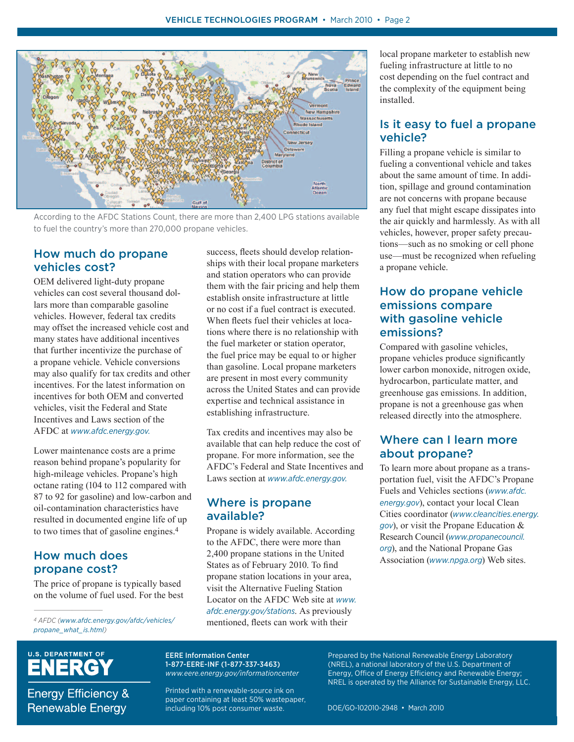According to the AFDC Stations Count, there are more than 2,400 LPG stations available to fuel the country's more than 270,000 propane vehicles.

## How much do propane vehicles cost?

OEM delivered light-duty propane vehicles can cost several thousand dollars more than comparable gasoline vehicles. However, federal tax credits may offset the increased vehicle cost and many states have additional incentives that further incentivize the purchase of a propane vehicle. Vehicle conversions may also qualify for tax credits and other incentives. For the latest information on incentives for both OEM and converted vehicles, visit the Federal and State Incentives and Laws section of the AFDC at *www.afdc.energy.gov.*

Lower maintenance costs are a prime reason behind propane's popularity for high-mileage vehicles. Propane's high octane rating (104 to 112 compared with 87 to 92 for gasoline) and low-carbon and oil-contamination characteristics have resulted in documented engine life of up to two times that of gasoline engines.[4]

## How much does propane cost?

The price of propane is typically based on the volume of fuel used. For the best success, fleets should develop relationships with their local propane marketers and station operators who can provide them with the fair pricing and help them establish onsite infrastructure at little or no cost if a fuel contract is executed. When fleets fuel their vehicles at locations where there is no relationship with the fuel marketer or station operator, the fuel price may be equal to or higher than gasoline. Local propane marketers are present in most every community across the United States and can provide expertise and technical assistance in establishing infrastructure.

Tax credits and incentives may also be available that can help reduce the cost of propane. For more information, see the AFDC's Federal and State Incentives and Laws section at *www.afdc.energy.gov.*

## Where is propane available?

Propane is widely available. According to the AFDC, there were more than 2,400 propane stations in the United States as of February 2010. To find propane station locations in your area, visit the Alternative Fueling Station Locator on the AFDC Web site at *www.afdc.energy.gov/stations*. As previously mentioned, fleets can work with their local propane marketer to establish new fueling infrastructure at little to no cost depending on the fuel contract and the complexity of the equipment being installed.

## Is it easy to fuel a propane vehicle?

Filling a propane vehicle is similar to fueling a conventional vehicle and takes about the same amount of time. In addition, spillage and ground contamination are not concerns with propane because any fuel that might escape dissipates into the air quickly and harmlessly. As with all vehicles, however, proper safety precautions—such as no smoking or cell phone use—must be recognized when refueling a propane vehicle.

## How do propane vehicle emissions compare with gasoline vehicle emissions?

Compared with gasoline vehicles, propane vehicles produce significantly lower carbon monoxide, nitrogen oxide, hydrocarbon, particulate matter, and greenhouse gas emissions. In addition, propane is not a greenhouse gas when released directly into the atmosphere.

## Where can I learn more about propane?

To learn more about propane as a transportation fuel, visit the AFDC's Propane Fuels and Vehicles sections (*www.afdc.energy.gov*), contact your local Clean Cities coordinator (*www.cleancities.energy.gov*), or visit the Propane Education & Research Council (*www.propanecouncil.org*), and the National Propane Gas Association (*www.npga.org*) Web sites.

---

[4] AFDC (*www.afdc.energy.gov/afdc/vehicles/propane_what_is.html*)

---

U.S. DEPARTMENT OF ENERGY

Energy Efficiency & Renewable Energy

**EERE Information Center**
**1-877-EERE-INF (1-877-337-3463)**
*www.eere.energy.gov/informationcenter*

Printed with a renewable-source ink on paper containing at least 50% wastepaper, including 10% post consumer waste.

Prepared by the National Renewable Energy Laboratory (NREL), a national laboratory of the U.S. Department of Energy, Office of Energy Efficiency and Renewable Energy; NREL is operated by the Alliance for Sustainable Energy, LLC.

DOE/GO-102010-2948 • March 2010